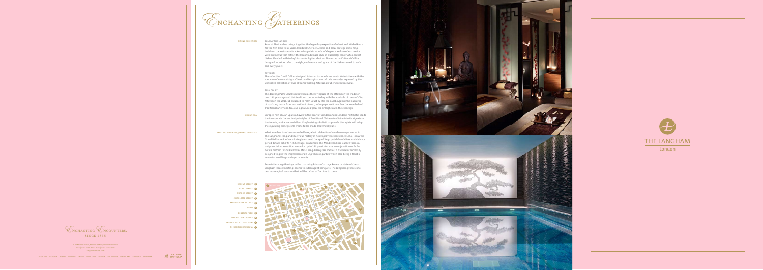# Enchanting Gatherings

**DINING SELECTION**

**ROUX AT THE LANDAU**

Roux at The Landau, brings together the legendary expertise of Albert and Michel Roux for the first time in 10 years. Resident Chef de Cuisine and Roux protégé Chris King builds on the restaurant's acknowledged standards of elegance and seamless service with his menus that reflect the Roux trademark style of classically constructed French dishes, blended with today's tastes for lighter choices. The restaurant's David Collins designed interiors reflect the style, exuberance and grace of the dishes served to each and every guest.

**ARTESIAN**

The seductive David Collins designed Artesian bar combines exotic Orientalism with the romance of new nostalgia. Classic and imaginative cocktails are only surpassed by the unrivalled collection of over 70 rums making Artesian an uber chic rendezvous.

**PALM COURT**

The dazzling Palm Court is renowned as the birthplace of the afternoon tea tradition over 140 years ago and this tradition continues today with the accolade of London's Top Afternoon Tea 2010/11 awarded to Palm Court by The Tea Guild. Against the backdrop of sparkling music from our resident pianist, indulge yourself in either the Wonderland traditional afternoon tea, our signature Bijoux Tea or High Tea in the evenings.

**CHUAN SPA**

Europe's first Chuan Spa is a haven in the heart of London and is London's first hotel spa to the incorporate the ancient principles of Traditional Chinese Medicine into its signature treatments, ambience and décor. Emphasising a holistic approach, therapists will adapt these guiding principles to create tailor-made treatment plans.

**MEETING AND BANQUETING FACILITIES**

What wonders have been unveiled here, what celebrations have been experienced in The Langham's long and illustrious history of hosting lavish events since 1865. Today the Grand Ballroom has been lovingly restored, the sparkling crystal chandeliers and delicate period details echo its rich heritage. In addition, The Middleton Rose Garden forms a unique outdoor reception venue for up to 250 guests for use in conjunction with the hotel's historic Grand Ballroom. Measuring 420 square metres, it has been specifically designed to give the impression of an English rose garden whilst also being a flexible venue for weddings and special events.

From intimate gatherings in the charming Private Carriage Rooms or state-of-the-art Langham House meetings rooms to extravagant banquets, The Langham promises to create a magical occasion that will be talked of for time to come.

- REGENT STREET 1
- BOND STREET 2
- OXFORD STREET 3
- CHARLOTTE STREET 4
- MARYLEBONE VILLAGE 5
- SOHO 6
- REGENTS PARK 7
- THE BRITISH LIBRARY 8
- THE WALLACE COLLECTION 9
- THE BRITISH MUSEUM 10

THE LANGHAM
London

Enchanting Encounters.
SINCE 1865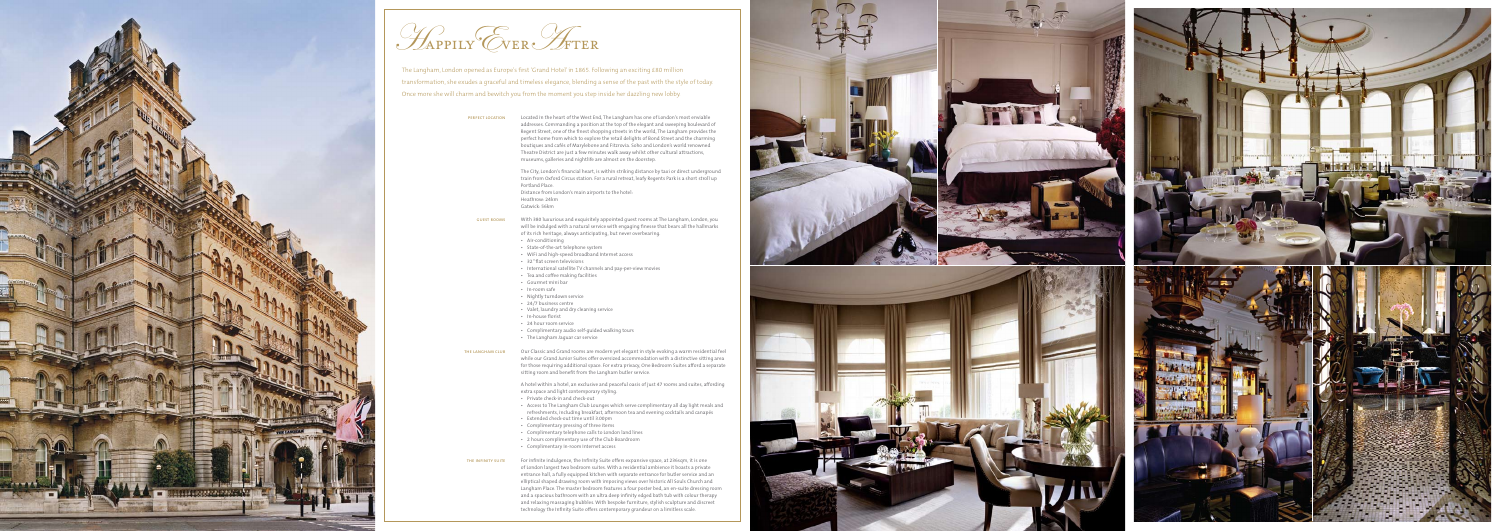# Happily Ever After

The Langham, London opened as Europe's first 'Grand Hotel' in 1865. Following an exciting £80 million transformation, she exudes a graceful and timeless elegance, blending a sense of the past with the style of today. Once more she will charm and bewitch you from the moment you step inside her dazzling new lobby.

**PERFECT LOCATION**

Located in the heart of the West End, The Langham has one of London's most enviable addresses. Commanding a position at the top of the elegant and sweeping boulevard of Regent Street, one of the finest shopping streets in the world, The Langham provides the perfect home from which to explore the retail delights of Bond Street and the charming boutiques and cafés of Marylebone and Fitzrovia. Soho and London's world renowned Theatre District are just a few minutes walk away whilst other cultural attractions, museums, galleries and nightlife are almost on the doorstep.

The City, London's financial heart, is within striking distance by taxi or direct underground train from Oxford Circus station. For a rural retreat, leafy Regents Park is a short stroll up Portland Place.

Distance from London's main airports to the hotel:
Heathrow: 24km
Gatwick: 58km

**GUEST ROOMS**

With 380 luxurious and exquisitely appointed guest rooms at The Langham, London, you will be indulged with a natural service with engaging finesse that bears all the hallmarks of its rich heritage, always anticipating, but never overbearing.

- Air-conditioning
- State-of-the-art telephone system
- WiFi and high-speed broadband Internet access
- 32" flat screen televisions
- International satellite TV channels and pay-per-view movies
- Tea and coffee making facilities
- Gourmet mini bar
- In-room safe
- Nightly turndown service
- 24/7 business centre
- Valet, laundry and dry cleaning service
- In-house florist
- 24 hour room service
- Complimentary audio self-guided walking tours
- The Langham Jaguar car service

**THE LANGHAM CLUB**

Our Classic and Grand rooms are modern yet elegant in style evoking a warm residential feel while our Grand Junior Suites offer oversized accommodation with a distinctive sitting area for those requiring additional space. For extra privacy, One Bedroom Suites afford a separate sitting room and benefit from the Langham butler service.

A hotel within a hotel, an exclusive and peaceful oasis of just 47 rooms and suites, affording extra space and light contemporary styling.

- Private check-in and check-out
- Access to The Langham Club Lounge which serve complimentary all day light meals and refreshments, including breakfast, afternoon tea and evening cocktails and canapés
- Extended check-out time until 3:00pm
- Complimentary pressing of three items
- Complimentary telephone calls to London land lines
- 2 hours complimentary use of the Club Boardroom
- Complimentary in-room internet access

**THE INFINITY SUITE**

For infinite indulgence, the Infinity Suite offers expansive space; at 246sqm, it is one of London largest two bedroom suites. With a residential ambience it boasts a private entrance hall, a fully equipped kitchen with separate entrance for butler service and an elliptical shaped drawing room with imposing views over historic All Souls Church and Langham Place. The master bedroom features a four poster bed, an en-suite dressing room and a spacious bathroom with an ultra deep infinity edged bath tub with colour therapy and relaxing massaging bubbles. With bespoke furniture, stylish sculpture and discreet technology the Infinity Suite offers contemporary grandeur on a limitless scale.